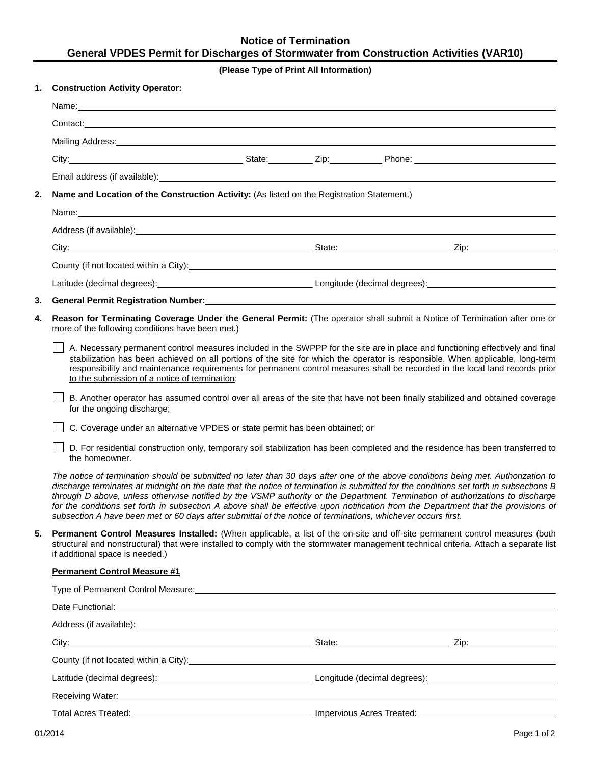# Notice of Termination
## General VPDES Permit for Discharges of Stormwater from Construction Activities (VAR10)

**(Please Type of Print All Information)**

**1. Construction Activity Operator:**

Name: ____________________

Contact: ____________________

Mailing Address: ____________________

City: ____________________ State: ________ Zip: ________ Phone: ____________________

Email address (if available): ____________________

**2. Name and Location of the Construction Activity:** (As listed on the Registration Statement.)

Name: ____________________

Address (if available): ____________________

City: ____________________ State: ____________________ Zip: ____________________

County (if not located within a City): ____________________

Latitude (decimal degrees): ____________________ Longitude (decimal degrees): ____________________

**3. General Permit Registration Number:** ____________________

**4. Reason for Terminating Coverage Under the General Permit:** (The operator shall submit a Notice of Termination after one or more of the following conditions have been met.)

☐ A. Necessary permanent control measures included in the SWPPP for the site are in place and functioning effectively and final stabilization has been achieved on all portions of the site for which the operator is responsible. When applicable, long-term responsibility and maintenance requirements for permanent control measures shall be recorded in the local land records prior to the submission of a notice of termination;

☐ B. Another operator has assumed control over all areas of the site that have not been finally stabilized and obtained coverage for the ongoing discharge;

☐ C. Coverage under an alternative VPDES or state permit has been obtained; or

☐ D. For residential construction only, temporary soil stabilization has been completed and the residence has been transferred to the homeowner.

*The notice of termination should be submitted no later than 30 days after one of the above conditions being met. Authorization to discharge terminates at midnight on the date that the notice of termination is submitted for the conditions set forth in subsections B through D above, unless otherwise notified by the VSMP authority or the Department. Termination of authorizations to discharge for the conditions set forth in subsection A above shall be effective upon notification from the Department that the provisions of subsection A have been met or 60 days after submittal of the notice of terminations, whichever occurs first.*

**5. Permanent Control Measures Installed:** (When applicable, a list of the on-site and off-site permanent control measures (both structural and nonstructural) that were installed to comply with the stormwater management technical criteria. Attach a separate list if additional space is needed.)

**Permanent Control Measure #1**

Type of Permanent Control Measure: ____________________

Date Functional: ____________________

Address (if available): ____________________

City: ____________________ State: ____________________ Zip: ____________________

County (if not located within a City): ____________________

Latitude (decimal degrees): ____________________ Longitude (decimal degrees): ____________________

Receiving Water: ____________________

Total Acres Treated: ____________________ Impervious Acres Treated: ____________________

01/2014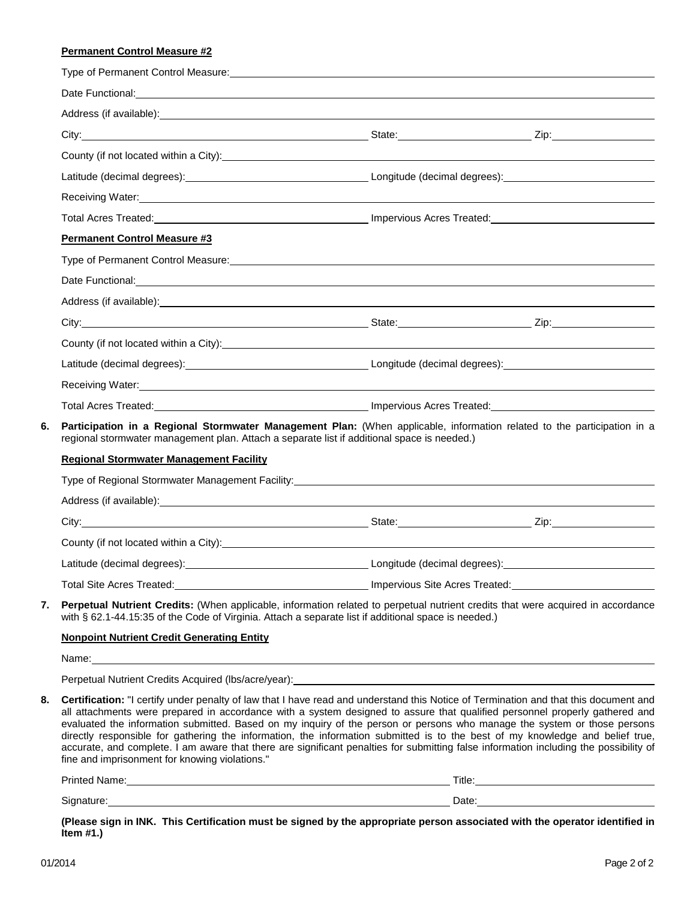**Permanent Control Measure #2**

Type of Permanent Control Measure: 

Date Functional: 

Address (if available): 

City: State: Zip: 

County (if not located within a City): 

Latitude (decimal degrees): Longitude (decimal degrees): 

Receiving Water: 

Total Acres Treated: Impervious Acres Treated: 

**Permanent Control Measure #3**

Type of Permanent Control Measure: 

Date Functional: 

Address (if available): 

City: State: Zip: 

County (if not located within a City): 

Latitude (decimal degrees): Longitude (decimal degrees): 

Receiving Water: 

Total Acres Treated: Impervious Acres Treated: 

6. **Participation in a Regional Stormwater Management Plan:** (When applicable, information related to the participation in a regional stormwater management plan. Attach a separate list if additional space is needed.)

**Regional Stormwater Management Facility**

Type of Regional Stormwater Management Facility: 

Address (if available): 

City: State: Zip: 

County (if not located within a City): 

Latitude (decimal degrees): Longitude (decimal degrees): 

Total Site Acres Treated: Impervious Site Acres Treated: 

7. **Perpetual Nutrient Credits:** (When applicable, information related to perpetual nutrient credits that were acquired in accordance with § 62.1-44.15:35 of the Code of Virginia. Attach a separate list if additional space is needed.)

**Nonpoint Nutrient Credit Generating Entity**

Name: 

Perpetual Nutrient Credits Acquired (lbs/acre/year): 

8. **Certification:** "I certify under penalty of law that I have read and understand this Notice of Termination and that this document and all attachments were prepared in accordance with a system designed to assure that qualified personnel properly gathered and evaluated the information submitted. Based on my inquiry of the person or persons who manage the system or those persons directly responsible for gathering the information, the information submitted is to the best of my knowledge and belief true, accurate, and complete. I am aware that there are significant penalties for submitting false information including the possibility of fine and imprisonment for knowing violations."

Printed Name: Title: 

Signature: Date: 

**(Please sign in INK. This Certification must be signed by the appropriate person associated with the operator identified in Item #1.)**

01/2014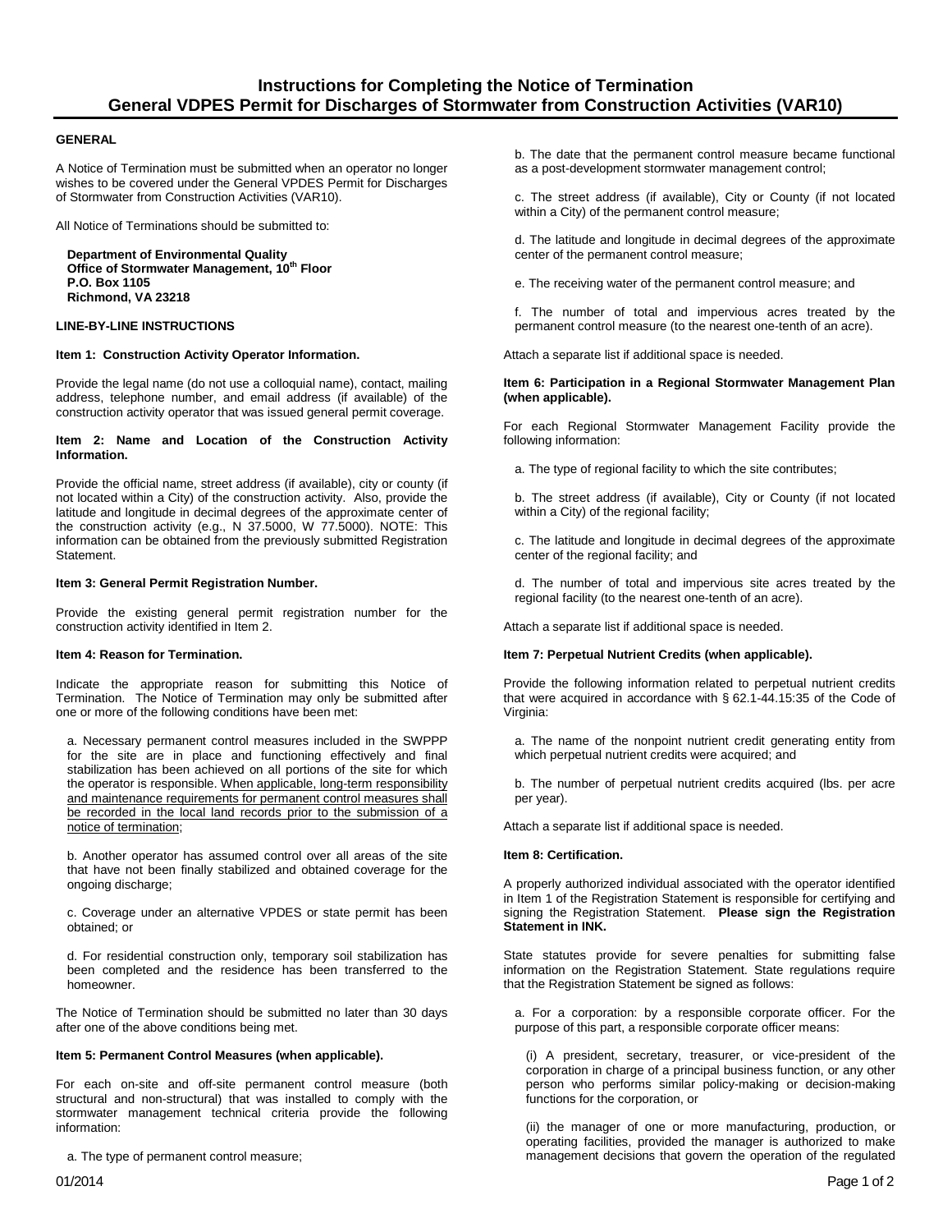# Instructions for Completing the Notice of Termination
# General VDPES Permit for Discharges of Stormwater from Construction Activities (VAR10)

### GENERAL

A Notice of Termination must be submitted when an operator no longer wishes to be covered under the General VPDES Permit for Discharges of Stormwater from Construction Activities (VAR10).

All Notice of Terminations should be submitted to:

**Department of Environmental Quality**
**Office of Stormwater Management, 10th Floor**
**P.O. Box 1105**
**Richmond, VA 23218**

### LINE-BY-LINE INSTRUCTIONS

**Item 1: Construction Activity Operator Information.**

Provide the legal name (do not use a colloquial name), contact, mailing address, telephone number, and email address (if available) of the construction activity operator that was issued general permit coverage.

**Item 2: Name and Location of the Construction Activity Information.**

Provide the official name, street address (if available), city or county (if not located within a City) of the construction activity. Also, provide the latitude and longitude in decimal degrees of the approximate center of the construction activity (e.g., N 37.5000, W 77.5000). NOTE: This information can be obtained from the previously submitted Registration Statement.

**Item 3: General Permit Registration Number.**

Provide the existing general permit registration number for the construction activity identified in Item 2.

**Item 4: Reason for Termination.**

Indicate the appropriate reason for submitting this Notice of Termination. The Notice of Termination may only be submitted after one or more of the following conditions have been met:

a. Necessary permanent control measures included in the SWPPP for the site are in place and functioning effectively and final stabilization has been achieved on all portions of the site for which the operator is responsible. <u>When applicable, long-term responsibility and maintenance requirements for permanent control measures shall be recorded in the local land records prior to the submission of a notice of termination</u>;

b. Another operator has assumed control over all areas of the site that have not been finally stabilized and obtained coverage for the ongoing discharge;

c. Coverage under an alternative VPDES or state permit has been obtained; or

d. For residential construction only, temporary soil stabilization has been completed and the residence has been transferred to the homeowner.

The Notice of Termination should be submitted no later than 30 days after one of the above conditions being met.

**Item 5: Permanent Control Measures (when applicable).**

For each on-site and off-site permanent control measure (both structural and non-structural) that was installed to comply with the stormwater management technical criteria provide the following information:

a. The type of permanent control measure;

b. The date that the permanent control measure became functional as a post-development stormwater management control;

c. The street address (if available), City or County (if not located within a City) of the permanent control measure;

d. The latitude and longitude in decimal degrees of the approximate center of the permanent control measure;

e. The receiving water of the permanent control measure; and

f. The number of total and impervious acres treated by the permanent control measure (to the nearest one-tenth of an acre).

Attach a separate list if additional space is needed.

**Item 6: Participation in a Regional Stormwater Management Plan (when applicable).**

For each Regional Stormwater Management Facility provide the following information:

a. The type of regional facility to which the site contributes;

b. The street address (if available), City or County (if not located within a City) of the regional facility;

c. The latitude and longitude in decimal degrees of the approximate center of the regional facility; and

d. The number of total and impervious site acres treated by the regional facility (to the nearest one-tenth of an acre).

Attach a separate list if additional space is needed.

**Item 7: Perpetual Nutrient Credits (when applicable).**

Provide the following information related to perpetual nutrient credits that were acquired in accordance with § 62.1-44.15:35 of the Code of Virginia:

a. The name of the nonpoint nutrient credit generating entity from which perpetual nutrient credits were acquired; and

b. The number of perpetual nutrient credits acquired (lbs. per acre per year).

Attach a separate list if additional space is needed.

**Item 8: Certification.**

A properly authorized individual associated with the operator identified in Item 1 of the Registration Statement is responsible for certifying and signing the Registration Statement. **Please sign the Registration Statement in INK.**

State statutes provide for severe penalties for submitting false information on the Registration Statement. State regulations require that the Registration Statement be signed as follows:

a. For a corporation: by a responsible corporate officer. For the purpose of this part, a responsible corporate officer means:

(i) A president, secretary, treasurer, or vice-president of the corporation in charge of a principal business function, or any other person who performs similar policy-making or decision-making functions for the corporation, or

(ii) the manager of one or more manufacturing, production, or operating facilities, provided the manager is authorized to make management decisions that govern the operation of the regulated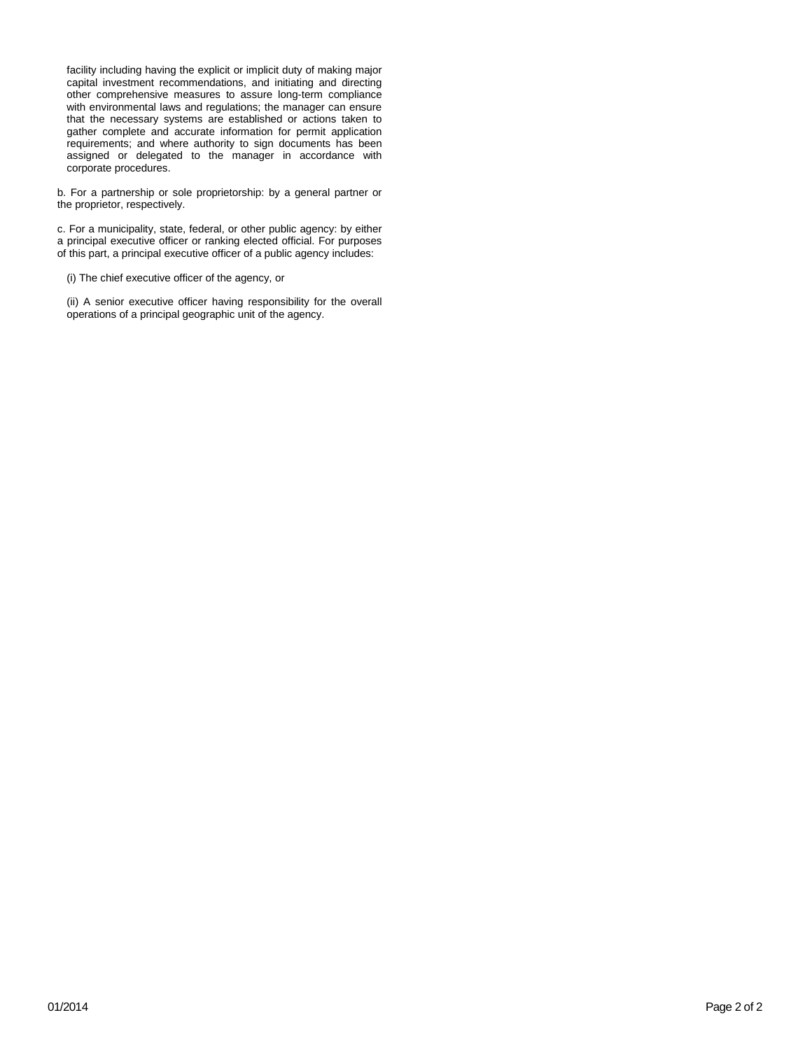facility including having the explicit or implicit duty of making major capital investment recommendations, and initiating and directing other comprehensive measures to assure long-term compliance with environmental laws and regulations; the manager can ensure that the necessary systems are established or actions taken to gather complete and accurate information for permit application requirements; and where authority to sign documents has been assigned or delegated to the manager in accordance with corporate procedures.

b. For a partnership or sole proprietorship: by a general partner or the proprietor, respectively.

c. For a municipality, state, federal, or other public agency: by either a principal executive officer or ranking elected official. For purposes of this part, a principal executive officer of a public agency includes:

(i) The chief executive officer of the agency, or

(ii) A senior executive officer having responsibility for the overall operations of a principal geographic unit of the agency.

01/2014